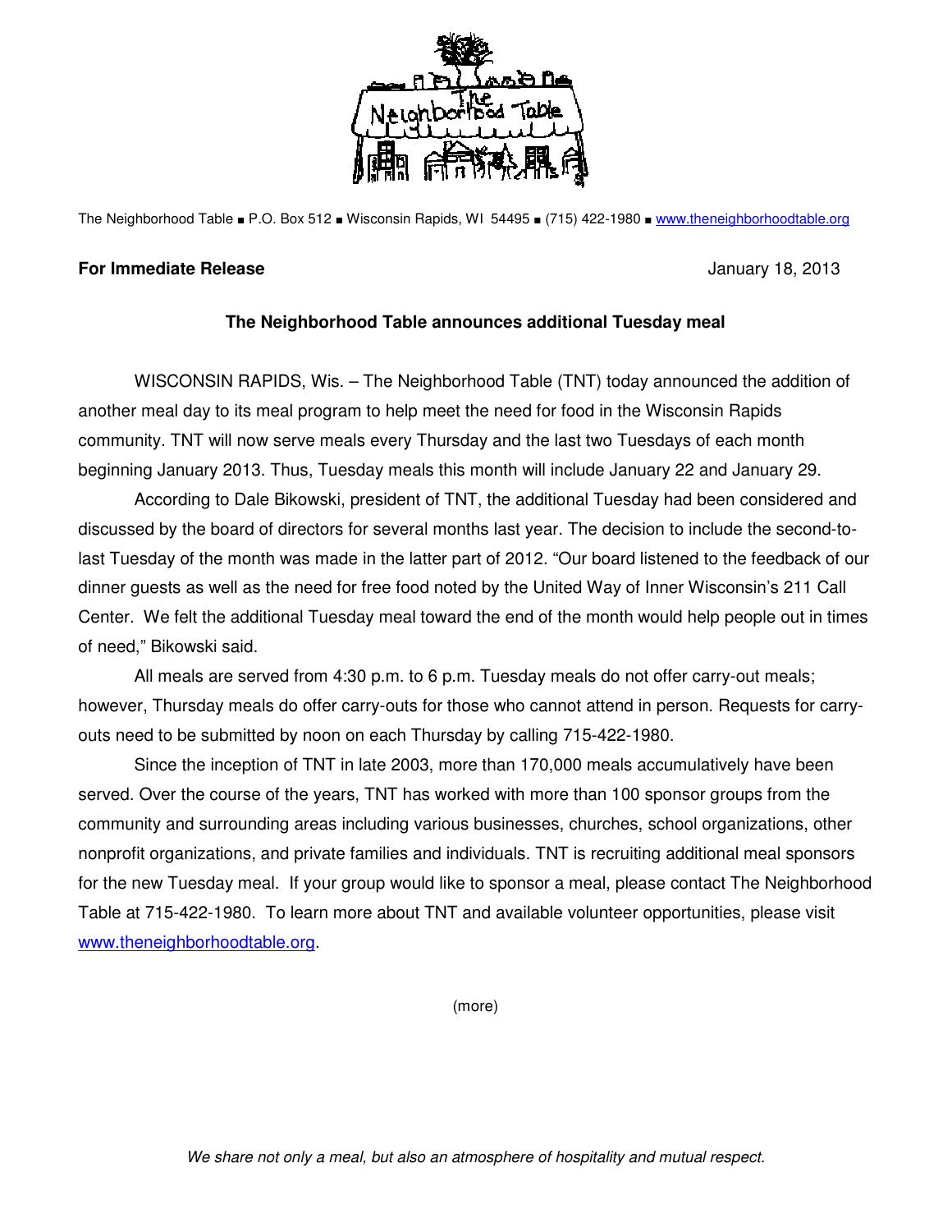The Neighborhood Table ■ P.O. Box 512 ■ Wisconsin Rapids, WI 54495 ■ (715) 422-1980 ■ www.theneighborhoodtable.org

**For Immediate Release** January 18, 2013

**The Neighborhood Table announces additional Tuesday meal**

WISCONSIN RAPIDS, Wis. – The Neighborhood Table (TNT) today announced the addition of another meal day to its meal program to help meet the need for food in the Wisconsin Rapids community. TNT will now serve meals every Thursday and the last two Tuesdays of each month beginning January 2013. Thus, Tuesday meals this month will include January 22 and January 29.

According to Dale Bikowski, president of TNT, the additional Tuesday had been considered and discussed by the board of directors for several months last year. The decision to include the second-to-last Tuesday of the month was made in the latter part of 2012. "Our board listened to the feedback of our dinner guests as well as the need for free food noted by the United Way of Inner Wisconsin's 211 Call Center. We felt the additional Tuesday meal toward the end of the month would help people out in times of need," Bikowski said.

All meals are served from 4:30 p.m. to 6 p.m. Tuesday meals do not offer carry-out meals; however, Thursday meals do offer carry-outs for those who cannot attend in person. Requests for carry-outs need to be submitted by noon on each Thursday by calling 715-422-1980.

Since the inception of TNT in late 2003, more than 170,000 meals accumulatively have been served. Over the course of the years, TNT has worked with more than 100 sponsor groups from the community and surrounding areas including various businesses, churches, school organizations, other nonprofit organizations, and private families and individuals. TNT is recruiting additional meal sponsors for the new Tuesday meal. If your group would like to sponsor a meal, please contact The Neighborhood Table at 715-422-1980. To learn more about TNT and available volunteer opportunities, please visit www.theneighborhoodtable.org.

(more)

*We share not only a meal, but also an atmosphere of hospitality and mutual respect.*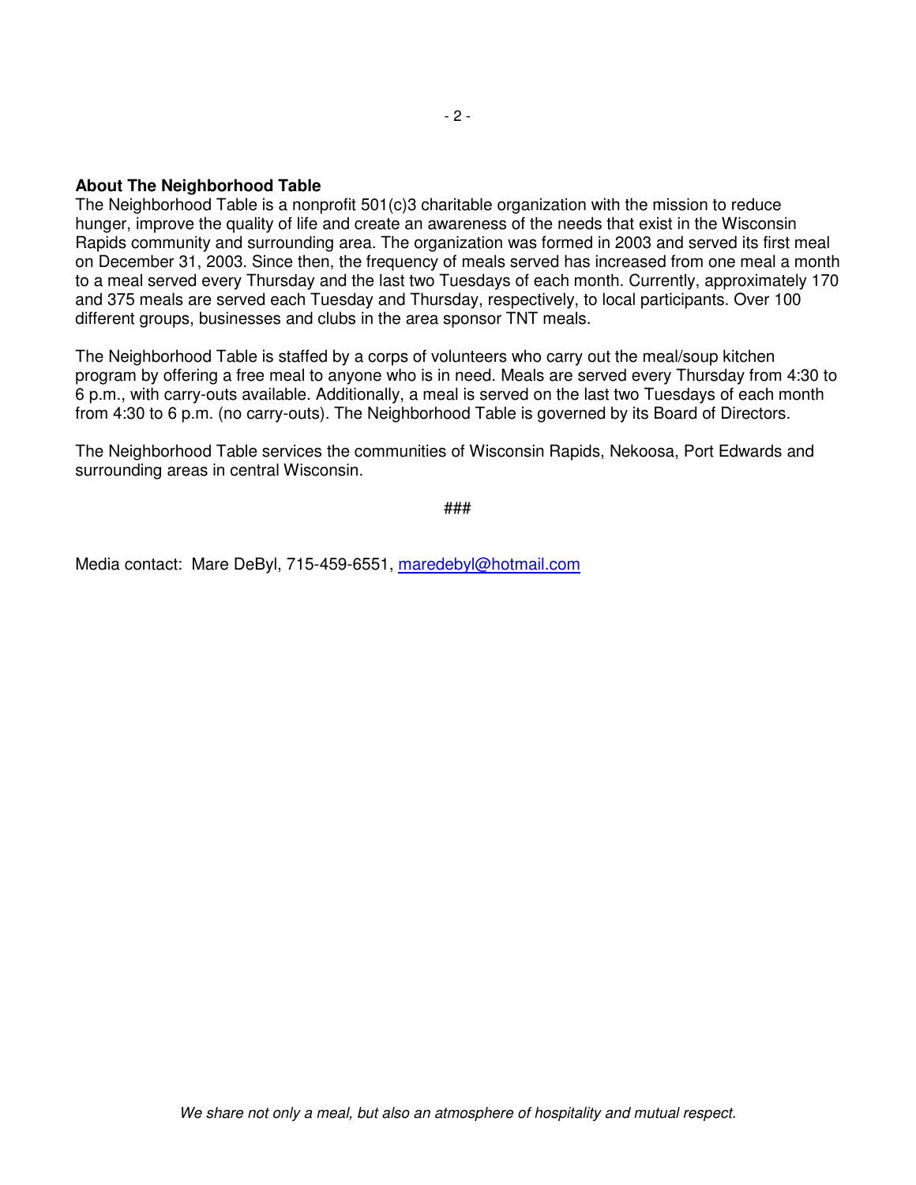**About The Neighborhood Table**

The Neighborhood Table is a nonprofit 501(c)3 charitable organization with the mission to reduce hunger, improve the quality of life and create an awareness of the needs that exist in the Wisconsin Rapids community and surrounding area. The organization was formed in 2003 and served its first meal on December 31, 2003. Since then, the frequency of meals served has increased from one meal a month to a meal served every Thursday and the last two Tuesdays of each month. Currently, approximately 170 and 375 meals are served each Tuesday and Thursday, respectively, to local participants. Over 100 different groups, businesses and clubs in the area sponsor TNT meals.

The Neighborhood Table is staffed by a corps of volunteers who carry out the meal/soup kitchen program by offering a free meal to anyone who is in need. Meals are served every Thursday from 4:30 to 6 p.m., with carry-outs available. Additionally, a meal is served on the last two Tuesdays of each month from 4:30 to 6 p.m. (no carry-outs). The Neighborhood Table is governed by its Board of Directors.

The Neighborhood Table services the communities of Wisconsin Rapids, Nekoosa, Port Edwards and surrounding areas in central Wisconsin.

###

Media contact: Mare DeByl, 715-459-6551, maredebyl@hotmail.com

*We share not only a meal, but also an atmosphere of hospitality and mutual respect.*